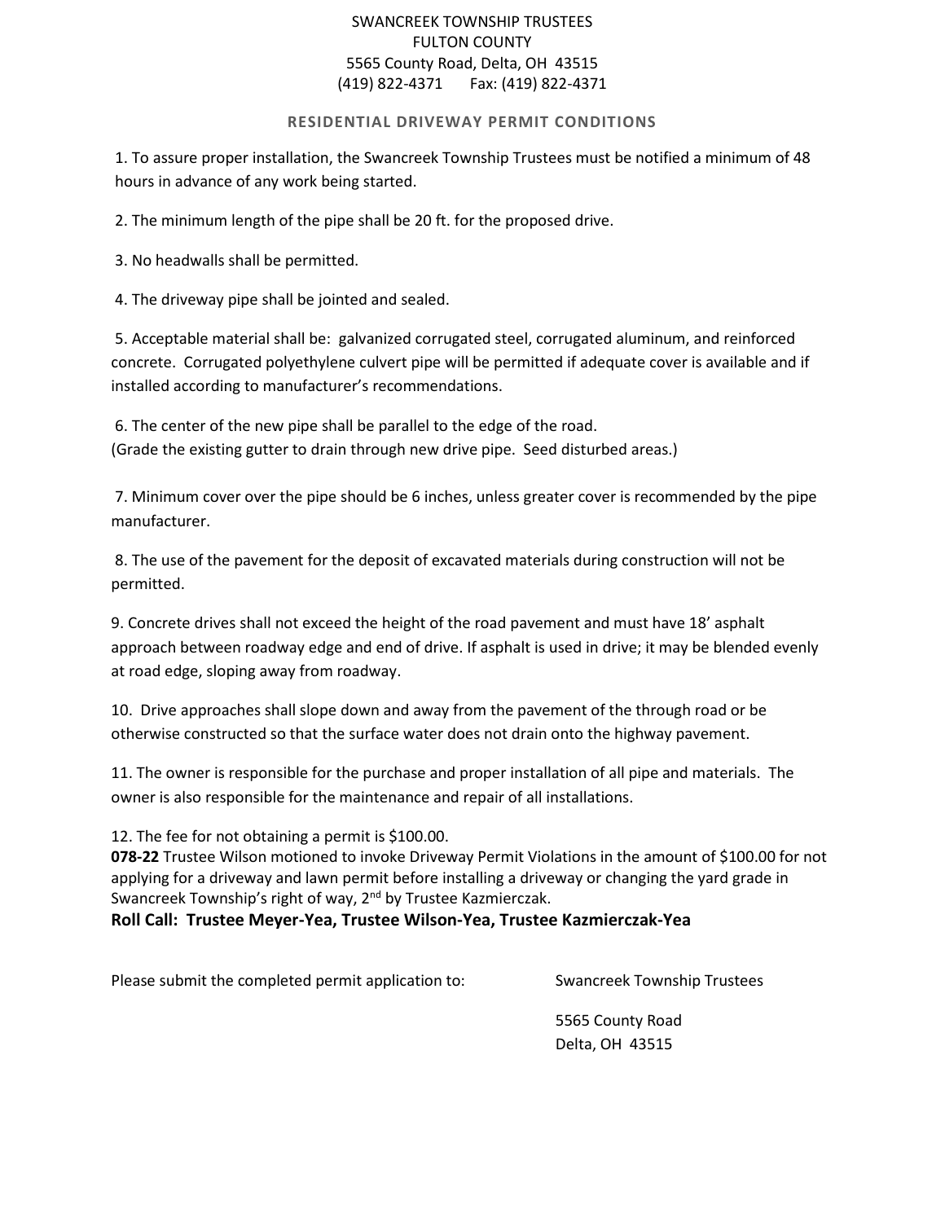SWANCREEK TOWNSHIP TRUSTEES
FULTON COUNTY
5565 County Road, Delta, OH 43515
(419) 822-4371 Fax: (419) 822-4371

## RESIDENTIAL DRIVEWAY PERMIT CONDITIONS

1. To assure proper installation, the Swancreek Township Trustees must be notified a minimum of 48 hours in advance of any work being started.

2. The minimum length of the pipe shall be 20 ft. for the proposed drive.

3. No headwalls shall be permitted.

4. The driveway pipe shall be jointed and sealed.

5. Acceptable material shall be: galvanized corrugated steel, corrugated aluminum, and reinforced concrete. Corrugated polyethylene culvert pipe will be permitted if adequate cover is available and if installed according to manufacturer's recommendations.

6. The center of the new pipe shall be parallel to the edge of the road.
(Grade the existing gutter to drain through new drive pipe. Seed disturbed areas.)

7. Minimum cover over the pipe should be 6 inches, unless greater cover is recommended by the pipe manufacturer.

8. The use of the pavement for the deposit of excavated materials during construction will not be permitted.

9. Concrete drives shall not exceed the height of the road pavement and must have 18' asphalt approach between roadway edge and end of drive. If asphalt is used in drive; it may be blended evenly at road edge, sloping away from roadway.

10. Drive approaches shall slope down and away from the pavement of the through road or be otherwise constructed so that the surface water does not drain onto the highway pavement.

11. The owner is responsible for the purchase and proper installation of all pipe and materials. The owner is also responsible for the maintenance and repair of all installations.

12. The fee for not obtaining a permit is $100.00.

**078-22** Trustee Wilson motioned to invoke Driveway Permit Violations in the amount of $100.00 for not applying for a driveway and lawn permit before installing a driveway or changing the yard grade in Swancreek Township's right of way, 2nd by Trustee Kazmierczak.

**Roll Call: Trustee Meyer-Yea, Trustee Wilson-Yea, Trustee Kazmierczak-Yea**

Please submit the completed permit application to:

Swancreek Township Trustees
5565 County Road
Delta, OH 43515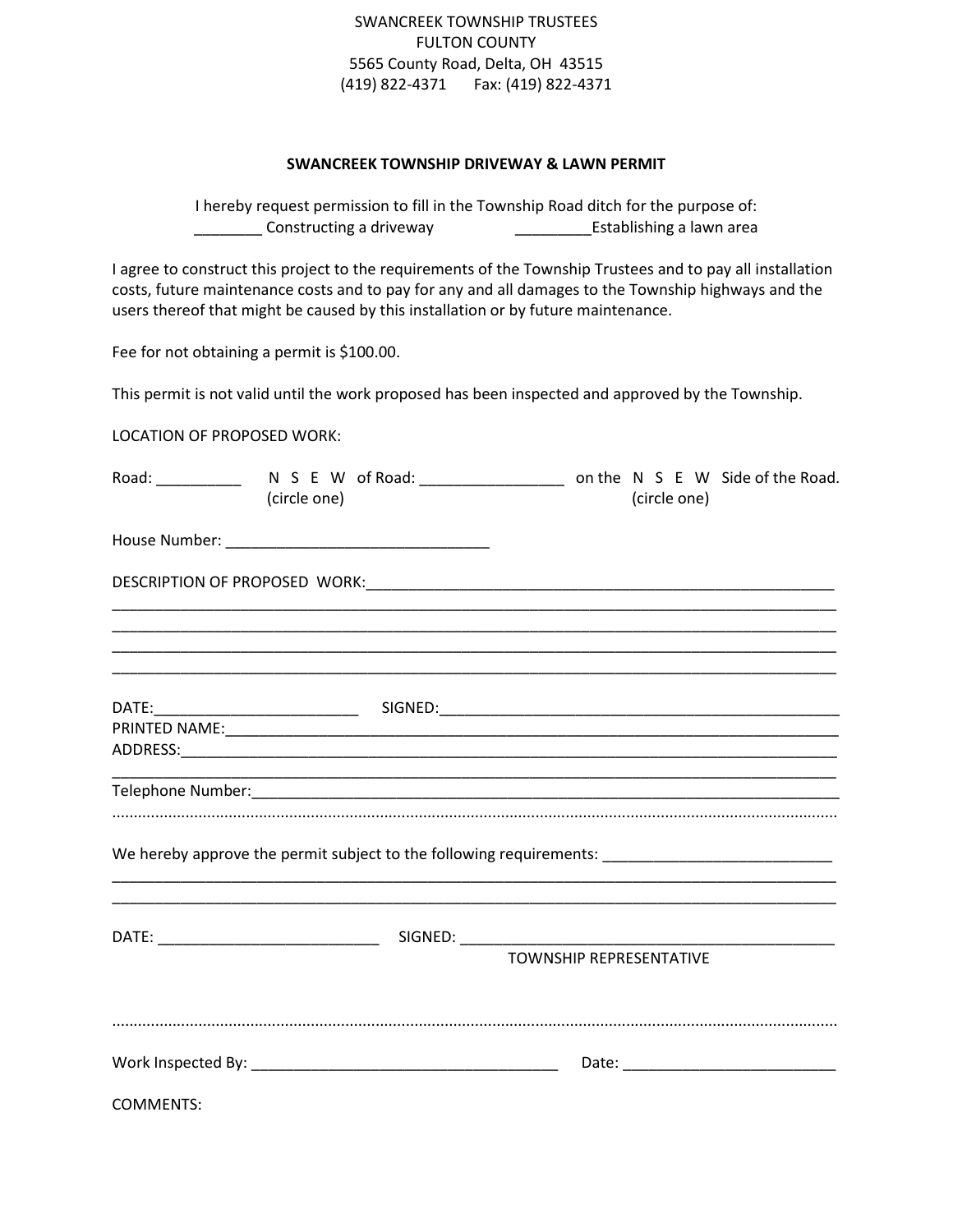SWANCREEK TOWNSHIP TRUSTEES
FULTON COUNTY
5565 County Road, Delta, OH 43515
(419) 822-4371 Fax: (419) 822-4371

**SWANCREEK TOWNSHIP DRIVEWAY & LAWN PERMIT**

I hereby request permission to fill in the Township Road ditch for the purpose of:
________ Constructing a driveway _________Establishing a lawn area

I agree to construct this project to the requirements of the Township Trustees and to pay all installation costs, future maintenance costs and to pay for any and all damages to the Township highways and the users thereof that might be caused by this installation or by future maintenance.

Fee for not obtaining a permit is $100.00.

This permit is not valid until the work proposed has been inspected and approved by the Township.

LOCATION OF PROPOSED WORK:

Road: __________ N S E W (circle one) of Road: _________________ on the N S E W (circle one) Side of the Road.

House Number: _______________________________

DESCRIPTION OF PROPOSED WORK:_________________________________________________________
_____________________________________________________________________________________
_____________________________________________________________________________________
_____________________________________________________________________________________
_____________________________________________________________________________________

DATE:________________________ SIGNED:_______________________________________________
PRINTED NAME:______________________________________________________________________
ADDRESS:___________________________________________________________________________
_____________________________________________________________________________________
Telephone Number:____________________________________________________________________

.....................................................................................................................................................

We hereby approve the permit subject to the following requirements: ___________________________
_____________________________________________________________________________________
_____________________________________________________________________________________

DATE: __________________________ SIGNED: ____________________________________________
TOWNSHIP REPRESENTATIVE

.....................................................................................................................................................

Work Inspected By: ____________________________________ Date: _________________________

COMMENTS: